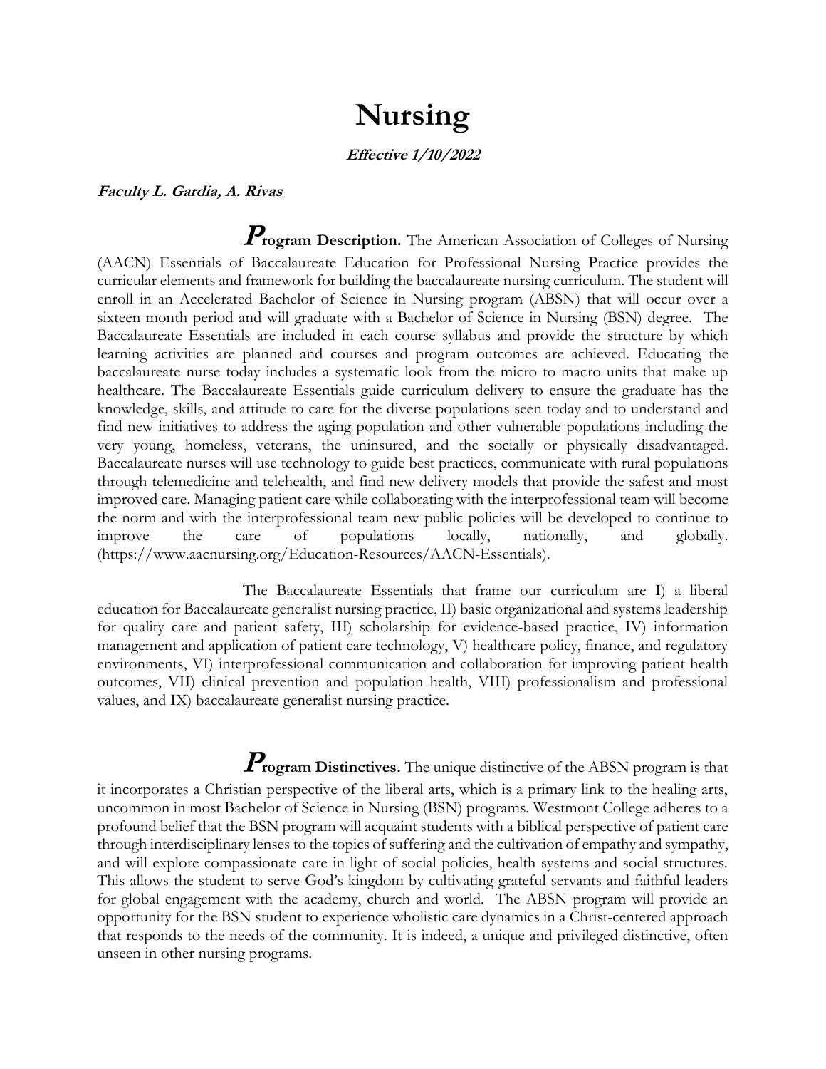# Nursing

***Effective 1/10/2022***

***Faculty L. Gardia, A. Rivas***

**Program Description.** The American Association of Colleges of Nursing (AACN) Essentials of Baccalaureate Education for Professional Nursing Practice provides the curricular elements and framework for building the baccalaureate nursing curriculum. The student will enroll in an Accelerated Bachelor of Science in Nursing program (ABSN) that will occur over a sixteen-month period and will graduate with a Bachelor of Science in Nursing (BSN) degree. The Baccalaureate Essentials are included in each course syllabus and provide the structure by which learning activities are planned and courses and program outcomes are achieved. Educating the baccalaureate nurse today includes a systematic look from the micro to macro units that make up healthcare. The Baccalaureate Essentials guide curriculum delivery to ensure the graduate has the knowledge, skills, and attitude to care for the diverse populations seen today and to understand and find new initiatives to address the aging population and other vulnerable populations including the very young, homeless, veterans, the uninsured, and the socially or physically disadvantaged. Baccalaureate nurses will use technology to guide best practices, communicate with rural populations through telemedicine and telehealth, and find new delivery models that provide the safest and most improved care. Managing patient care while collaborating with the interprofessional team will become the norm and with the interprofessional team new public policies will be developed to continue to improve the care of populations locally, nationally, and globally. (https://www.aacnursing.org/Education-Resources/AACN-Essentials).

The Baccalaureate Essentials that frame our curriculum are I) a liberal education for Baccalaureate generalist nursing practice, II) basic organizational and systems leadership for quality care and patient safety, III) scholarship for evidence-based practice, IV) information management and application of patient care technology, V) healthcare policy, finance, and regulatory environments, VI) interprofessional communication and collaboration for improving patient health outcomes, VII) clinical prevention and population health, VIII) professionalism and professional values, and IX) baccalaureate generalist nursing practice.

**Program Distinctives.** The unique distinctive of the ABSN program is that it incorporates a Christian perspective of the liberal arts, which is a primary link to the healing arts, uncommon in most Bachelor of Science in Nursing (BSN) programs. Westmont College adheres to a profound belief that the BSN program will acquaint students with a biblical perspective of patient care through interdisciplinary lenses to the topics of suffering and the cultivation of empathy and sympathy, and will explore compassionate care in light of social policies, health systems and social structures. This allows the student to serve God's kingdom by cultivating grateful servants and faithful leaders for global engagement with the academy, church and world. The ABSN program will provide an opportunity for the BSN student to experience wholistic care dynamics in a Christ-centered approach that responds to the needs of the community. It is indeed, a unique and privileged distinctive, often unseen in other nursing programs.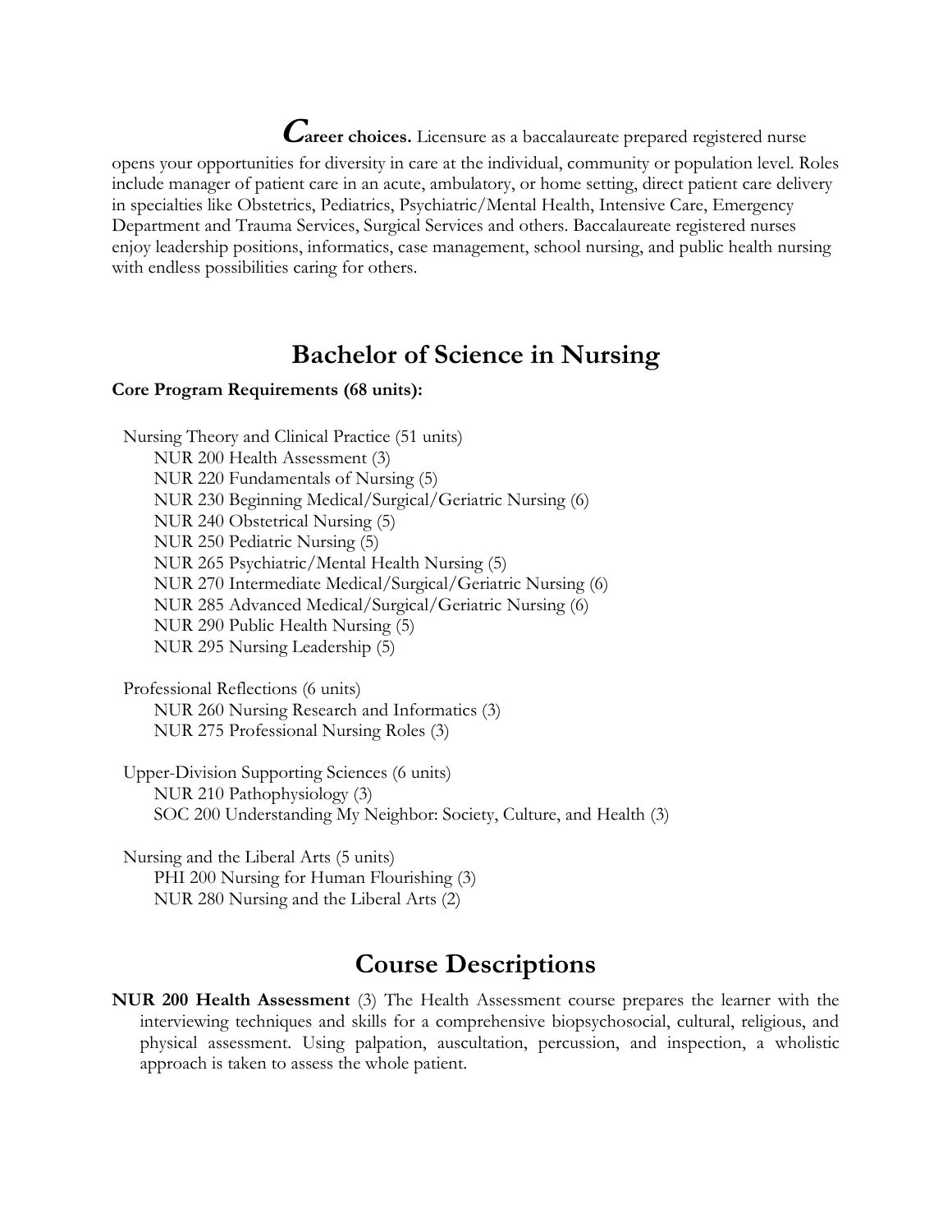***C*areer choices.** Licensure as a baccalaureate prepared registered nurse opens your opportunities for diversity in care at the individual, community or population level. Roles include manager of patient care in an acute, ambulatory, or home setting, direct patient care delivery in specialties like Obstetrics, Pediatrics, Psychiatric/Mental Health, Intensive Care, Emergency Department and Trauma Services, Surgical Services and others. Baccalaureate registered nurses enjoy leadership positions, informatics, case management, school nursing, and public health nursing with endless possibilities caring for others.

# Bachelor of Science in Nursing

**Core Program Requirements (68 units):**

Nursing Theory and Clinical Practice (51 units)

- NUR 200 Health Assessment (3)
- NUR 220 Fundamentals of Nursing (5)
- NUR 230 Beginning Medical/Surgical/Geriatric Nursing (6)
- NUR 240 Obstetrical Nursing (5)
- NUR 250 Pediatric Nursing (5)
- NUR 265 Psychiatric/Mental Health Nursing (5)
- NUR 270 Intermediate Medical/Surgical/Geriatric Nursing (6)
- NUR 285 Advanced Medical/Surgical/Geriatric Nursing (6)
- NUR 290 Public Health Nursing (5)
- NUR 295 Nursing Leadership (5)

Professional Reflections (6 units)

- NUR 260 Nursing Research and Informatics (3)
- NUR 275 Professional Nursing Roles (3)

Upper-Division Supporting Sciences (6 units)

- NUR 210 Pathophysiology (3)
- SOC 200 Understanding My Neighbor: Society, Culture, and Health (3)

Nursing and the Liberal Arts (5 units)

- PHI 200 Nursing for Human Flourishing (3)
- NUR 280 Nursing and the Liberal Arts (2)

# Course Descriptions

**NUR 200 Health Assessment** (3) The Health Assessment course prepares the learner with the interviewing techniques and skills for a comprehensive biopsychosocial, cultural, religious, and physical assessment. Using palpation, auscultation, percussion, and inspection, a wholistic approach is taken to assess the whole patient.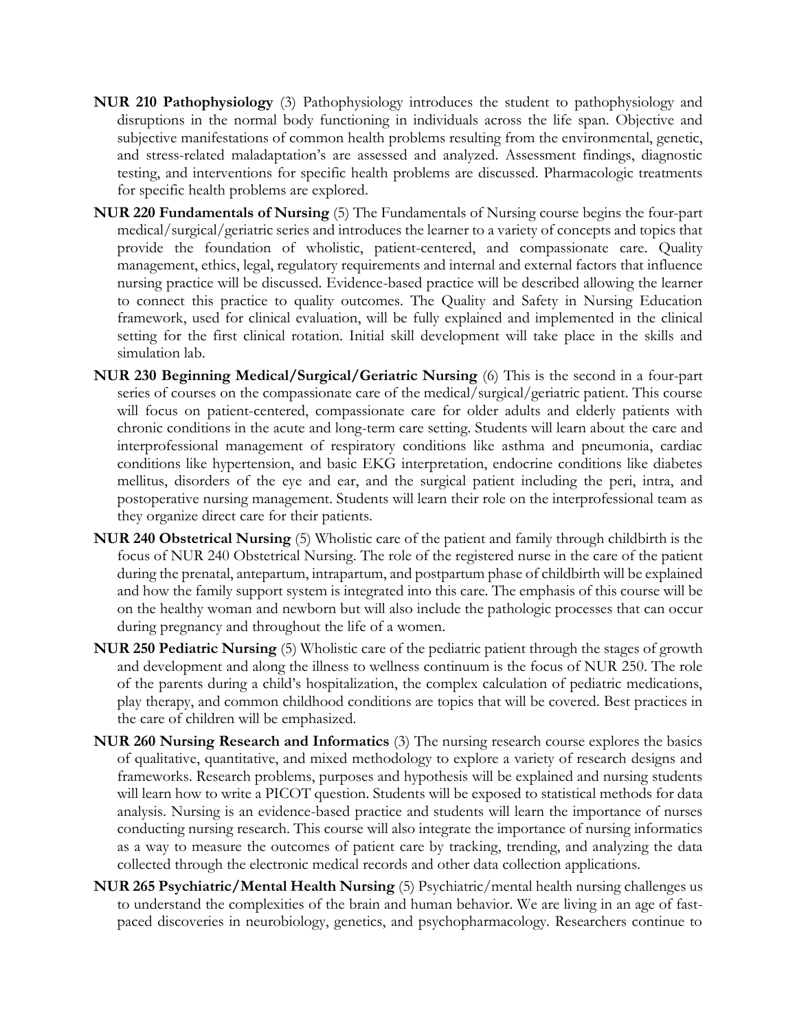**NUR 210 Pathophysiology** (3) Pathophysiology introduces the student to pathophysiology and disruptions in the normal body functioning in individuals across the life span. Objective and subjective manifestations of common health problems resulting from the environmental, genetic, and stress-related maladaptation's are assessed and analyzed. Assessment findings, diagnostic testing, and interventions for specific health problems are discussed. Pharmacologic treatments for specific health problems are explored.

**NUR 220 Fundamentals of Nursing** (5) The Fundamentals of Nursing course begins the four-part medical/surgical/geriatric series and introduces the learner to a variety of concepts and topics that provide the foundation of wholistic, patient-centered, and compassionate care. Quality management, ethics, legal, regulatory requirements and internal and external factors that influence nursing practice will be discussed. Evidence-based practice will be described allowing the learner to connect this practice to quality outcomes. The Quality and Safety in Nursing Education framework, used for clinical evaluation, will be fully explained and implemented in the clinical setting for the first clinical rotation. Initial skill development will take place in the skills and simulation lab.

**NUR 230 Beginning Medical/Surgical/Geriatric Nursing** (6) This is the second in a four-part series of courses on the compassionate care of the medical/surgical/geriatric patient. This course will focus on patient-centered, compassionate care for older adults and elderly patients with chronic conditions in the acute and long-term care setting. Students will learn about the care and interprofessional management of respiratory conditions like asthma and pneumonia, cardiac conditions like hypertension, and basic EKG interpretation, endocrine conditions like diabetes mellitus, disorders of the eye and ear, and the surgical patient including the peri, intra, and postoperative nursing management. Students will learn their role on the interprofessional team as they organize direct care for their patients.

**NUR 240 Obstetrical Nursing** (5) Wholistic care of the patient and family through childbirth is the focus of NUR 240 Obstetrical Nursing. The role of the registered nurse in the care of the patient during the prenatal, antepartum, intrapartum, and postpartum phase of childbirth will be explained and how the family support system is integrated into this care. The emphasis of this course will be on the healthy woman and newborn but will also include the pathologic processes that can occur during pregnancy and throughout the life of a women.

**NUR 250 Pediatric Nursing** (5) Wholistic care of the pediatric patient through the stages of growth and development and along the illness to wellness continuum is the focus of NUR 250. The role of the parents during a child's hospitalization, the complex calculation of pediatric medications, play therapy, and common childhood conditions are topics that will be covered. Best practices in the care of children will be emphasized.

**NUR 260 Nursing Research and Informatics** (3) The nursing research course explores the basics of qualitative, quantitative, and mixed methodology to explore a variety of research designs and frameworks. Research problems, purposes and hypothesis will be explained and nursing students will learn how to write a PICOT question. Students will be exposed to statistical methods for data analysis. Nursing is an evidence-based practice and students will learn the importance of nurses conducting nursing research. This course will also integrate the importance of nursing informatics as a way to measure the outcomes of patient care by tracking, trending, and analyzing the data collected through the electronic medical records and other data collection applications.

**NUR 265 Psychiatric/Mental Health Nursing** (5) Psychiatric/mental health nursing challenges us to understand the complexities of the brain and human behavior. We are living in an age of fast-paced discoveries in neurobiology, genetics, and psychopharmacology. Researchers continue to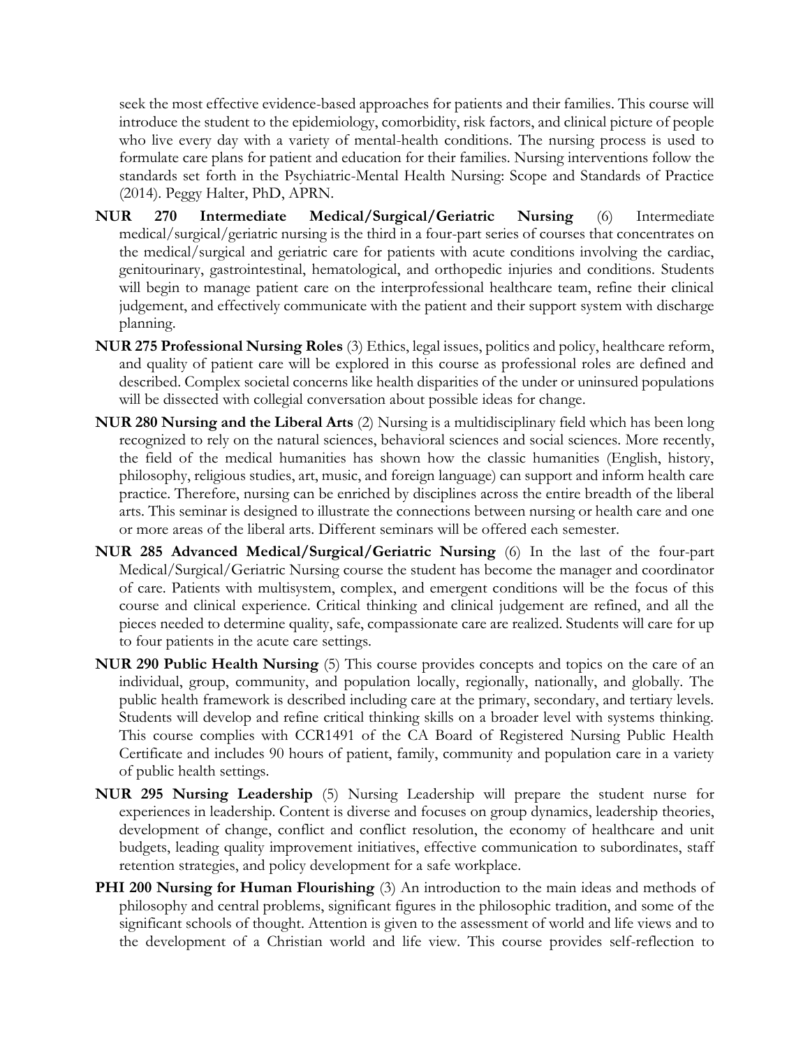seek the most effective evidence-based approaches for patients and their families. This course will introduce the student to the epidemiology, comorbidity, risk factors, and clinical picture of people who live every day with a variety of mental-health conditions. The nursing process is used to formulate care plans for patient and education for their families. Nursing interventions follow the standards set forth in the Psychiatric-Mental Health Nursing: Scope and Standards of Practice (2014). Peggy Halter, PhD, APRN.

**NUR 270 Intermediate Medical/Surgical/Geriatric Nursing** (6) Intermediate medical/surgical/geriatric nursing is the third in a four-part series of courses that concentrates on the medical/surgical and geriatric care for patients with acute conditions involving the cardiac, genitourinary, gastrointestinal, hematological, and orthopedic injuries and conditions. Students will begin to manage patient care on the interprofessional healthcare team, refine their clinical judgement, and effectively communicate with the patient and their support system with discharge planning.

**NUR 275 Professional Nursing Roles** (3) Ethics, legal issues, politics and policy, healthcare reform, and quality of patient care will be explored in this course as professional roles are defined and described. Complex societal concerns like health disparities of the under or uninsured populations will be dissected with collegial conversation about possible ideas for change.

**NUR 280 Nursing and the Liberal Arts** (2) Nursing is a multidisciplinary field which has been long recognized to rely on the natural sciences, behavioral sciences and social sciences. More recently, the field of the medical humanities has shown how the classic humanities (English, history, philosophy, religious studies, art, music, and foreign language) can support and inform health care practice. Therefore, nursing can be enriched by disciplines across the entire breadth of the liberal arts. This seminar is designed to illustrate the connections between nursing or health care and one or more areas of the liberal arts. Different seminars will be offered each semester.

**NUR 285 Advanced Medical/Surgical/Geriatric Nursing** (6) In the last of the four-part Medical/Surgical/Geriatric Nursing course the student has become the manager and coordinator of care. Patients with multisystem, complex, and emergent conditions will be the focus of this course and clinical experience. Critical thinking and clinical judgement are refined, and all the pieces needed to determine quality, safe, compassionate care are realized. Students will care for up to four patients in the acute care settings.

**NUR 290 Public Health Nursing** (5) This course provides concepts and topics on the care of an individual, group, community, and population locally, regionally, nationally, and globally. The public health framework is described including care at the primary, secondary, and tertiary levels. Students will develop and refine critical thinking skills on a broader level with systems thinking. This course complies with CCR1491 of the CA Board of Registered Nursing Public Health Certificate and includes 90 hours of patient, family, community and population care in a variety of public health settings.

**NUR 295 Nursing Leadership** (5) Nursing Leadership will prepare the student nurse for experiences in leadership. Content is diverse and focuses on group dynamics, leadership theories, development of change, conflict and conflict resolution, the economy of healthcare and unit budgets, leading quality improvement initiatives, effective communication to subordinates, staff retention strategies, and policy development for a safe workplace.

**PHI 200 Nursing for Human Flourishing** (3) An introduction to the main ideas and methods of philosophy and central problems, significant figures in the philosophic tradition, and some of the significant schools of thought. Attention is given to the assessment of world and life views and to the development of a Christian world and life view. This course provides self-reflection to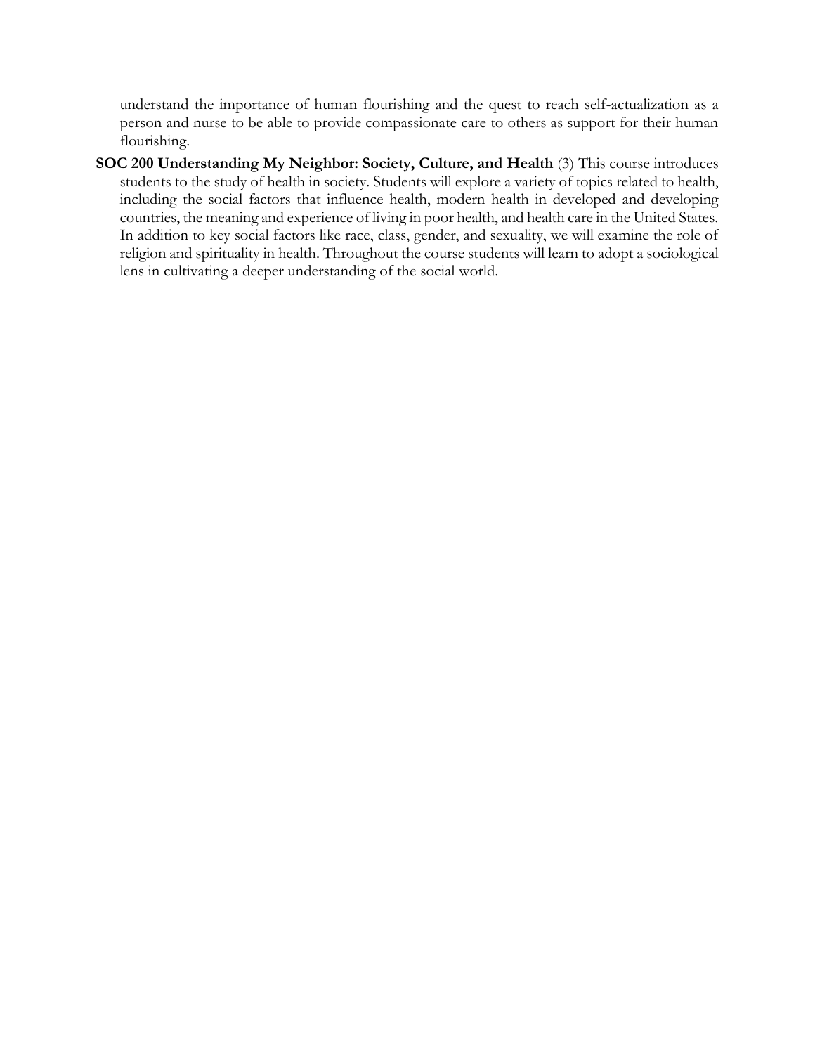understand the importance of human flourishing and the quest to reach self-actualization as a person and nurse to be able to provide compassionate care to others as support for their human flourishing.

**SOC 200 Understanding My Neighbor: Society, Culture, and Health** (3) This course introduces students to the study of health in society. Students will explore a variety of topics related to health, including the social factors that influence health, modern health in developed and developing countries, the meaning and experience of living in poor health, and health care in the United States. In addition to key social factors like race, class, gender, and sexuality, we will examine the role of religion and spirituality in health. Throughout the course students will learn to adopt a sociological lens in cultivating a deeper understanding of the social world.